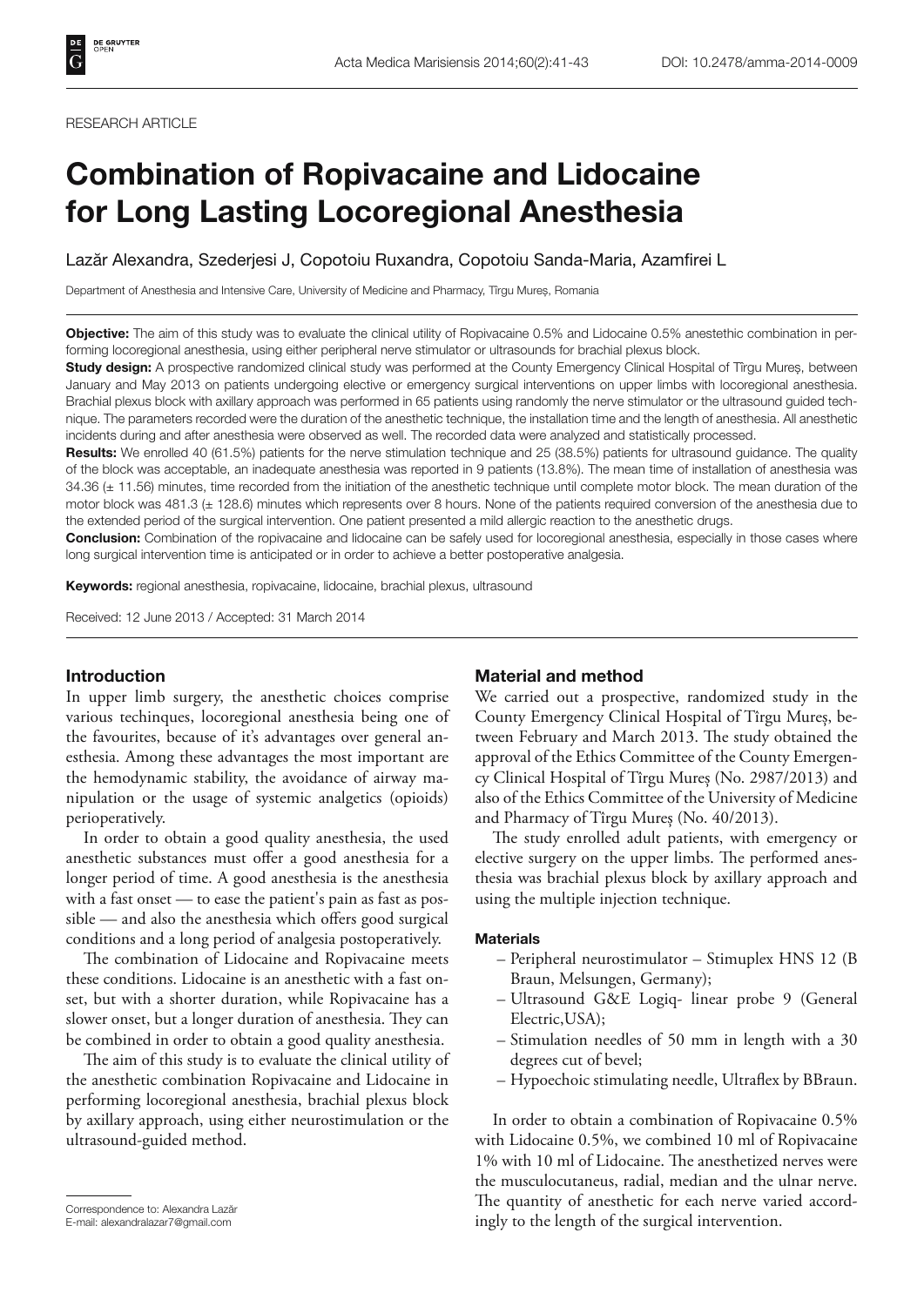RESEARCH ARTICLE

# Combination of Ropivacaine and Lidocaine for Long Lasting Locoregional Anesthesia

Lazăr Alexandra, Szederjesi J, Copotoiu Ruxandra, Copotoiu Sanda-Maria, Azamfirei L

Department of Anesthesia and Intensive Care, University of Medicine and Pharmacy, Tîrgu Mureș, Romania

**Objective:** The aim of this study was to evaluate the clinical utility of Ropivacaine 0.5% and Lidocaine 0.5% anestethic combination in performing locoregional anesthesia, using either peripheral nerve stimulator or ultrasounds for brachial plexus block.

**Study design:** A prospective randomized clinical study was performed at the County Emergency Clinical Hospital of Tîrgu Mureș, between January and May 2013 on patients undergoing elective or emergency surgical interventions on upper limbs with locoregional anesthesia. Brachial plexus block with axillary approach was performed in 65 patients using randomly the nerve stimulator or the ultrasound guided technique. The parameters recorded were the duration of the anesthetic technique, the installation time and the length of anesthesia. All anesthetic incidents during and after anesthesia were observed as well. The recorded data were analyzed and statistically processed.

**Results:** We enrolled 40 (61.5%) patients for the nerve stimulation technique and 25 (38.5%) patients for ultrasound guidance. The quality of the block was acceptable, an inadequate anesthesia was reported in 9 patients (13.8%). The mean time of installation of anesthesia was 34.36 (± 11.56) minutes, time recorded from the initiation of the anesthetic technique until complete motor block. The mean duration of the motor block was 481.3 (± 128.6) minutes which represents over 8 hours. None of the patients required conversion of the anesthesia due to the extended period of the surgical intervention. One patient presented a mild allergic reaction to the anesthetic drugs.

**Conclusion:** Combination of the ropivacaine and lidocaine can be safely used for locoregional anesthesia, especially in those cases where long surgical intervention time is anticipated or in order to achieve a better postoperative analgesia.

**Keywords:** regional anesthesia, ropivacaine, lidocaine, brachial plexus, ultrasound

Received: 12 June 2013 / Accepted: 31 March 2014

## Introduction

In upper limb surgery, the anesthetic choices comprise various techinques, locoregional anesthesia being one of the favourites, because of it's advantages over general anesthesia. Among these advantages the most important are the hemodynamic stability, the avoidance of airway manipulation or the usage of systemic analgetics (opioids) perioperatively.

In order to obtain a good quality anesthesia, the used anesthetic substances must offer a good anesthesia for a longer period of time. A good anesthesia is the anesthesia with a fast onset — to ease the patient's pain as fast as possible — and also the anesthesia which offers good surgical conditions and a long period of analgesia postoperatively.

The combination of Lidocaine and Ropivacaine meets these conditions. Lidocaine is an anesthetic with a fast onset, but with a shorter duration, while Ropivacaine has a slower onset, but a longer duration of anesthesia. They can be combined in order to obtain a good quality anesthesia.

The aim of this study is to evaluate the clinical utility of the anesthetic combination Ropivacaine and Lidocaine in performing locoregional anesthesia, brachial plexus block by axillary approach, using either neurostimulation or the ultrasound-guided method.

## Material and method

We carried out a prospective, randomized study in the County Emergency Clinical Hospital of Tîrgu Mureș, between February and March 2013. The study obtained the approval of the Ethics Committee of the County Emergency Clinical Hospital of Tîrgu Mureș (No. 2987/2013) and also of the Ethics Committee of the University of Medicine and Pharmacy of Tîrgu Mureș (No. 40/2013).

The study enrolled adult patients, with emergency or elective surgery on the upper limbs. The performed anesthesia was brachial plexus block by axillary approach and using the multiple injection technique.

### Materials

- Peripheral neurostimulator – Stimuplex HNS 12 (B Braun, Melsungen, Germany);
- Ultrasound G&E Logiq- linear probe 9 (General Electric,USA);
- Stimulation needles of 50 mm in length with a 30 degrees cut of bevel;
- Hypoechoic stimulating needle, Ultraflex by BBraun.

In order to obtain a combination of Ropivacaine 0.5% with Lidocaine 0.5%, we combined 10 ml of Ropivacaine 1% with 10 ml of Lidocaine. The anesthetized nerves were the musculocutaneus, radial, median and the ulnar nerve. The quantity of anesthetic for each nerve varied accordingly to the length of the surgical intervention.

Correspondence to: Alexandra Lazăr
E-mail: alexandralazar7@gmail.com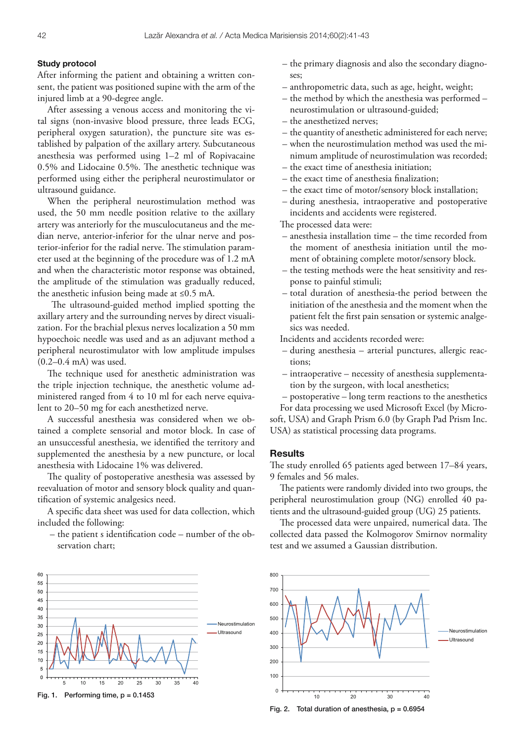### Study protocol

After informing the patient and obtaining a written consent, the patient was positioned supine with the arm of the injured limb at a 90-degree angle.

After assessing a venous access and monitoring the vital signs (non-invasive blood pressure, three leads ECG, peripheral oxygen saturation), the puncture site was established by palpation of the axillary artery. Subcutaneous anesthesia was performed using 1–2 ml of Ropivacaine 0.5% and Lidocaine 0.5%. The anesthetic technique was performed using either the peripheral neurostimulator or ultrasound guidance.

When the peripheral neurostimulation method was used, the 50 mm needle position relative to the axillary artery was anteriorly for the musculocutaneus and the median nerve, anterior-inferior for the ulnar nerve and posterior-inferior for the radial nerve. The stimulation parameter used at the beginning of the procedure was of 1.2 mA and when the characteristic motor response was obtained, the amplitude of the stimulation was gradually reduced, the anesthetic infusion being made at ≤0.5 mA.

The ultrasound-guided method implied spotting the axillary artery and the surrounding nerves by direct visualization. For the brachial plexus nerves localization a 50 mm hypoechoic needle was used and as an adjuvant method a peripheral neurostimulator with low amplitude impulses (0.2–0.4 mA) was used.

The technique used for anesthetic administration was the triple injection technique, the anesthetic volume administered ranged from 4 to 10 ml for each nerve equivalent to 20–50 mg for each anesthetized nerve.

A successful anesthesia was considered when we obtained a complete sensorial and motor block. In case of an unsuccessful anesthesia, we identified the territory and supplemented the anesthesia by a new puncture, or local anesthesia with Lidocaine 1% was delivered.

The quality of postoperative anesthesia was assessed by reevaluation of motor and sensory block quality and quantification of systemic analgesics need.

A specific data sheet was used for data collection, which included the following:

- the patient s identification code – number of the observation chart;
- the primary diagnosis and also the secondary diagnoses;
- anthropometric data, such as age, height, weight;
- the method by which the anesthesia was performed – neurostimulation or ultrasound-guided;
- the anesthetized nerves;
- the quantity of anesthetic administered for each nerve;
- when the neurostimulation method was used the minimum amplitude of neurostimulation was recorded;
- the exact time of anesthesia initiation;
- the exact time of anesthesia finalization;
- the exact time of motor/sensory block installation;
- during anesthesia, intraoperative and postoperative incidents and accidents were registered.

The processed data were:

- anesthesia installation time – the time recorded from the moment of anesthesia initiation until the moment of obtaining complete motor/sensory block.
- the testing methods were the heat sensitivity and response to painful stimuli;
- total duration of anesthesia-the period between the initiation of the anesthesia and the moment when the patient felt the first pain sensation or systemic analgesics was needed.

Incidents and accidents recorded were:

- during anesthesia – arterial punctures, allergic reactions;
- intraoperative – necessity of anesthesia supplementation by the surgeon, with local anesthetics;
- postoperative – long term reactions to the anesthetics

For data processing we used Microsoft Excel (by Microsoft, USA) and Graph Prism 6.0 (by Graph Pad Prism Inc. USA) as statistical processing data programs.

## Results

The study enrolled 65 patients aged between 17–84 years, 9 females and 56 males.

The patients were randomly divided into two groups, the peripheral neurostimulation group (NG) enrolled 40 patients and the ultrasound-guided group (UG) 25 patients.

The processed data were unpaired, numerical data. The collected data passed the Kolmogorov Smirnov normality test and we assumed a Gaussian distribution.

Fig. 1. Performing time, p = 0.1453

Fig. 2. Total duration of anesthesia, p = 0.6954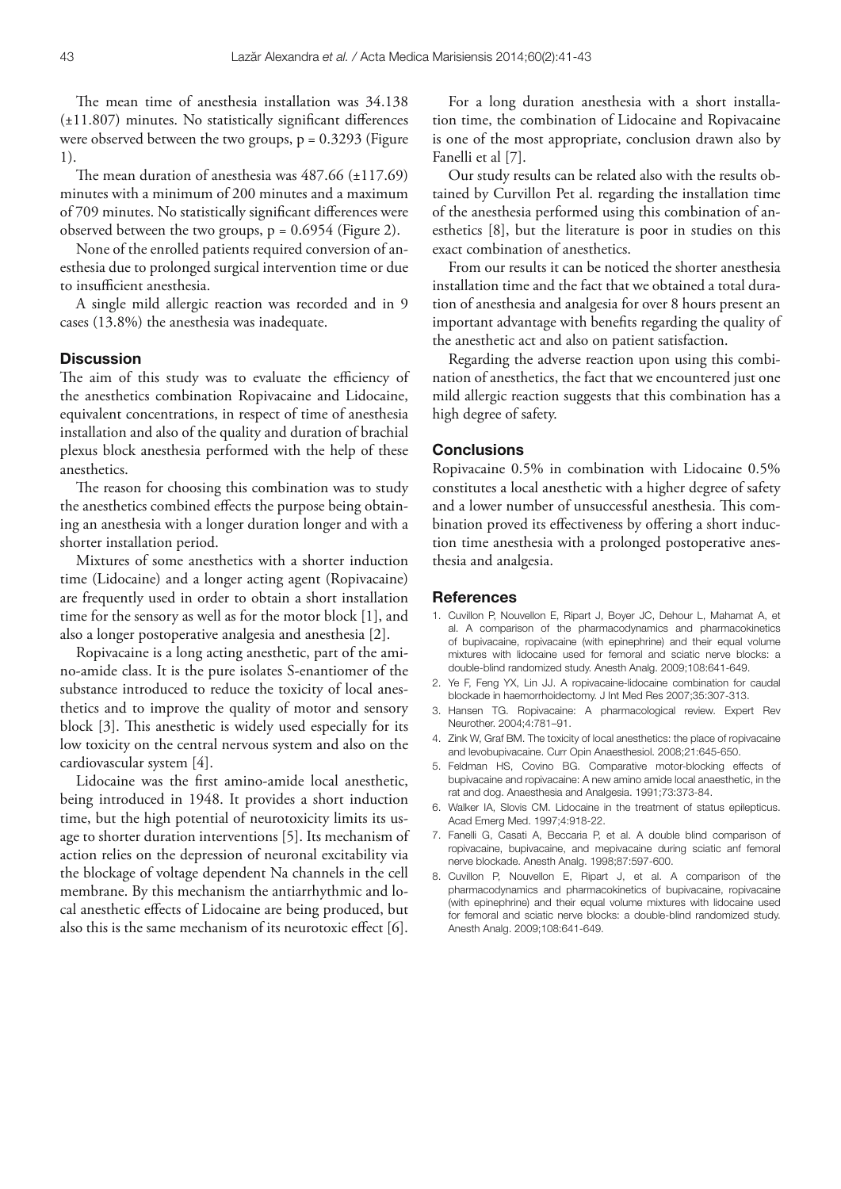The mean time of anesthesia installation was 34.138 (±11.807) minutes. No statistically significant differences were observed between the two groups, p = 0.3293 (Figure 1).

The mean duration of anesthesia was 487.66 (±117.69) minutes with a minimum of 200 minutes and a maximum of 709 minutes. No statistically significant differences were observed between the two groups, p = 0.6954 (Figure 2).

None of the enrolled patients required conversion of anesthesia due to prolonged surgical intervention time or due to insufficient anesthesia.

A single mild allergic reaction was recorded and in 9 cases (13.8%) the anesthesia was inadequate.

## Discussion

The aim of this study was to evaluate the efficiency of the anesthetics combination Ropivacaine and Lidocaine, equivalent concentrations, in respect of time of anesthesia installation and also of the quality and duration of brachial plexus block anesthesia performed with the help of these anesthetics.

The reason for choosing this combination was to study the anesthetics combined effects the purpose being obtaining an anesthesia with a longer duration longer and with a shorter installation period.

Mixtures of some anesthetics with a shorter induction time (Lidocaine) and a longer acting agent (Ropivacaine) are frequently used in order to obtain a short installation time for the sensory as well as for the motor block [1], and also a longer postoperative analgesia and anesthesia [2].

Ropivacaine is a long acting anesthetic, part of the amino-amide class. It is the pure isolates S-enantiomer of the substance introduced to reduce the toxicity of local anesthetics and to improve the quality of motor and sensory block [3]. This anesthetic is widely used especially for its low toxicity on the central nervous system and also on the cardiovascular system [4].

Lidocaine was the first amino-amide local anesthetic, being introduced in 1948. It provides a short induction time, but the high potential of neurotoxicity limits its usage to shorter duration interventions [5]. Its mechanism of action relies on the depression of neuronal excitability via the blockage of voltage dependent Na channels in the cell membrane. By this mechanism the antiarrhythmic and local anesthetic effects of Lidocaine are being produced, but also this is the same mechanism of its neurotoxic effect [6].

For a long duration anesthesia with a short installation time, the combination of Lidocaine and Ropivacaine is one of the most appropriate, conclusion drawn also by Fanelli et al [7].

Our study results can be related also with the results obtained by Curvillon Pet al. regarding the installation time of the anesthesia performed using this combination of anesthetics [8], but the literature is poor in studies on this exact combination of anesthetics.

From our results it can be noticed the shorter anesthesia installation time and the fact that we obtained a total duration of anesthesia and analgesia for over 8 hours present an important advantage with benefits regarding the quality of the anesthetic act and also on patient satisfaction.

Regarding the adverse reaction upon using this combination of anesthetics, the fact that we encountered just one mild allergic reaction suggests that this combination has a high degree of safety.

## Conclusions

Ropivacaine 0.5% in combination with Lidocaine 0.5% constitutes a local anesthetic with a higher degree of safety and a lower number of unsuccessful anesthesia. This combination proved its effectiveness by offering a short induction time anesthesia with a prolonged postoperative anesthesia and analgesia.

## References

1. Cuvillon P, Nouvellon E, Ripart J, Boyer JC, Dehour L, Mahamat A, et al. A comparison of the pharmacodynamics and pharmacokinetics of bupivacaine, ropivacaine (with epinephrine) and their equal volume mixtures with lidocaine used for femoral and sciatic nerve blocks: a double-blind randomized study. Anesth Analg. 2009;108:641-649.
2. Ye F, Feng YX, Lin JJ. A ropivacaine-lidocaine combination for caudal blockade in haemorrhoidectomy. J Int Med Res 2007;35:307-313.
3. Hansen TG. Ropivacaine: A pharmacological review. Expert Rev Neurother. 2004;4:781–91.
4. Zink W, Graf BM. The toxicity of local anesthetics: the place of ropivacaine and levobupivacaine. Curr Opin Anaesthesiol. 2008;21:645-650.
5. Feldman HS, Covino BG. Comparative motor-blocking effects of bupivacaine and ropivacaine: A new amino amide local anaesthetic, in the rat and dog. Anaesthesia and Analgesia. 1991;73:373-84.
6. Walker IA, Slovis CM. Lidocaine in the treatment of status epilepticus. Acad Emerg Med. 1997;4:918-22.
7. Fanelli G, Casati A, Beccaria P, et al. A double blind comparison of ropivacaine, bupivacaine, and mepivacaine during sciatic anf femoral nerve blockade. Anesth Analg. 1998;87:597-600.
8. Cuvillon P, Nouvellon E, Ripart J, et al. A comparison of the pharmacodynamics and pharmacokinetics of bupivacaine, ropivacaine (with epinephrine) and their equal volume mixtures with lidocaine used for femoral and sciatic nerve blocks: a double-blind randomized study. Anesth Analg. 2009;108:641-649.